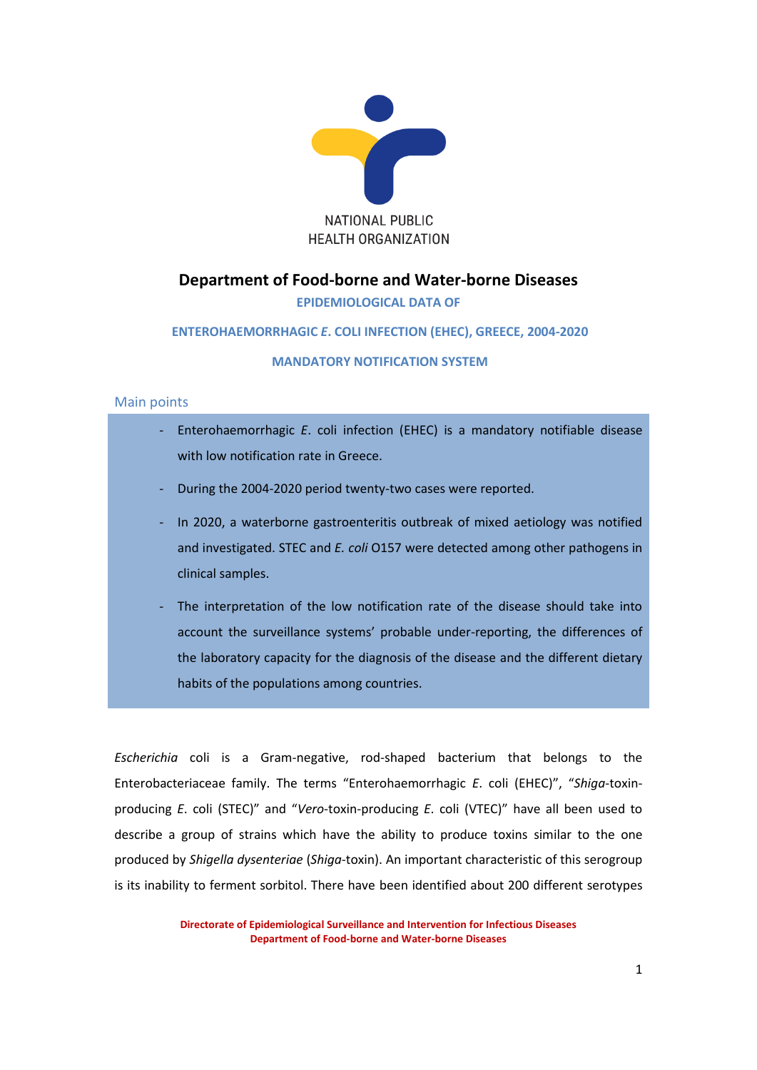NATIONAL PUBLIC HEALTH ORGANIZATION

# Department of Food-borne and Water-borne Diseases

**EPIDEMIOLOGICAL DATA OF**

**ENTEROHAEMORRHAGIC *E.* COLI INFECTION (EHEC), GREECE, 2004-2020**

**MANDATORY NOTIFICATION SYSTEM**

## Main points

- Enterohaemorrhagic *E.* coli infection (EHEC) is a mandatory notifiable disease with low notification rate in Greece.
- During the 2004-2020 period twenty-two cases were reported.
- In 2020, a waterborne gastroenteritis outbreak of mixed aetiology was notified and investigated. STEC and *E. coli* O157 were detected among other pathogens in clinical samples.
- The interpretation of the low notification rate of the disease should take into account the surveillance systems' probable under-reporting, the differences of the laboratory capacity for the diagnosis of the disease and the different dietary habits of the populations among countries.

*Escherichia* coli is a Gram-negative, rod-shaped bacterium that belongs to the Enterobacteriaceae family. The terms "Enterohaemorrhagic *E.* coli (EHEC)", "*Shiga*-toxin-producing *E.* coli (STEC)" and "*Vero*-toxin-producing *E.* coli (VTEC)" have all been used to describe a group of strains which have the ability to produce toxins similar to the one produced by *Shigella dysenteriae* (*Shiga*-toxin). An important characteristic of this serogroup is its inability to ferment sorbitol. There have been identified about 200 different serotypes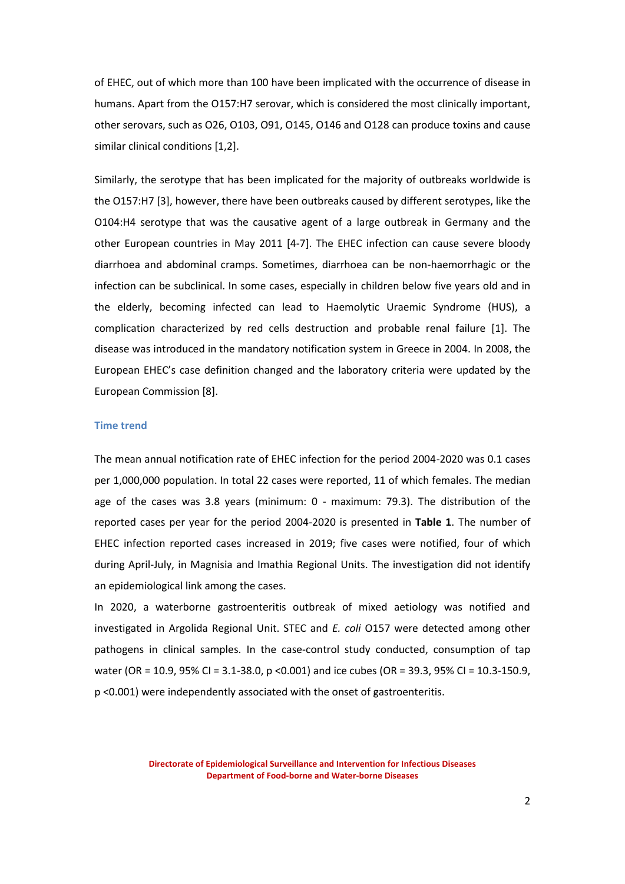of EHEC, out of which more than 100 have been implicated with the occurrence of disease in humans. Apart from the O157:H7 serovar, which is considered the most clinically important, other serovars, such as O26, O103, O91, O145, O146 and O128 can produce toxins and cause similar clinical conditions [1,2].

Similarly, the serotype that has been implicated for the majority of outbreaks worldwide is the O157:H7 [3], however, there have been outbreaks caused by different serotypes, like the O104:H4 serotype that was the causative agent of a large outbreak in Germany and the other European countries in May 2011 [4-7]. The EHEC infection can cause severe bloody diarrhoea and abdominal cramps. Sometimes, diarrhoea can be non-haemorrhagic or the infection can be subclinical. In some cases, especially in children below five years old and in the elderly, becoming infected can lead to Haemolytic Uraemic Syndrome (HUS), a complication characterized by red cells destruction and probable renal failure [1]. The disease was introduced in the mandatory notification system in Greece in 2004. In 2008, the European EHEC's case definition changed and the laboratory criteria were updated by the European Commission [8].

## Time trend

The mean annual notification rate of EHEC infection for the period 2004-2020 was 0.1 cases per 1,000,000 population. In total 22 cases were reported, 11 of which females. The median age of the cases was 3.8 years (minimum: 0 - maximum: 79.3). The distribution of the reported cases per year for the period 2004-2020 is presented in **Table 1**. The number of EHEC infection reported cases increased in 2019; five cases were notified, four of which during April-July, in Magnisia and Imathia Regional Units. The investigation did not identify an epidemiological link among the cases.

In 2020, a waterborne gastroenteritis outbreak of mixed aetiology was notified and investigated in Argolida Regional Unit. STEC and *E. coli* O157 were detected among other pathogens in clinical samples. In the case-control study conducted, consumption of tap water (OR = 10.9, 95% CI = 3.1-38.0, $p < 0.001$) and ice cubes (OR = 39.3, 95% CI = 10.3-150.9, $p < 0.001$) were independently associated with the onset of gastroenteritis.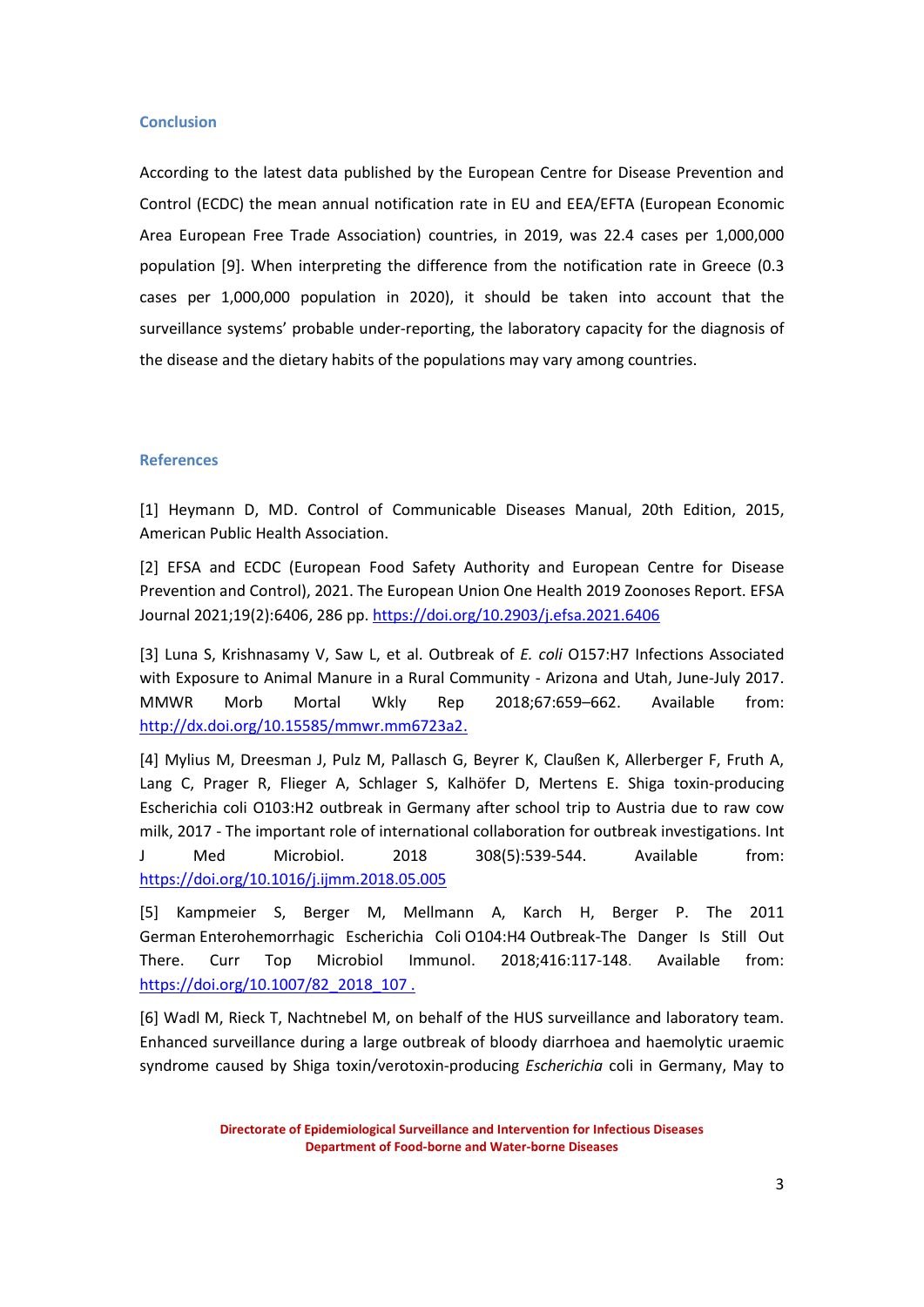## Conclusion

According to the latest data published by the European Centre for Disease Prevention and Control (ECDC) the mean annual notification rate in EU and EEA/EFTA (European Economic Area European Free Trade Association) countries, in 2019, was 22.4 cases per 1,000,000 population [9]. When interpreting the difference from the notification rate in Greece (0.3 cases per 1,000,000 population in 2020), it should be taken into account that the surveillance systems' probable under-reporting, the laboratory capacity for the diagnosis of the disease and the dietary habits of the populations may vary among countries.

## References

[1] Heymann D, MD. Control of Communicable Diseases Manual, 20th Edition, 2015, American Public Health Association.

[2] EFSA and ECDC (European Food Safety Authority and European Centre for Disease Prevention and Control), 2021. The European Union One Health 2019 Zoonoses Report. EFSA Journal 2021;19(2):6406, 286 pp. https://doi.org/10.2903/j.efsa.2021.6406

[3] Luna S, Krishnasamy V, Saw L, et al. Outbreak of *E. coli* O157:H7 Infections Associated with Exposure to Animal Manure in a Rural Community - Arizona and Utah, June-July 2017. MMWR Morb Mortal Wkly Rep 2018;67:659–662. Available from: http://dx.doi.org/10.15585/mmwr.mm6723a2.

[4] Mylius M, Dreesman J, Pulz M, Pallasch G, Beyrer K, Claußen K, Allerberger F, Fruth A, Lang C, Prager R, Flieger A, Schlager S, Kalhöfer D, Mertens E. Shiga toxin-producing Escherichia coli O103:H2 outbreak in Germany after school trip to Austria due to raw cow milk, 2017 - The important role of international collaboration for outbreak investigations. Int J Med Microbiol. 2018 308(5):539-544. Available from: https://doi.org/10.1016/j.ijmm.2018.05.005

[5] Kampmeier S, Berger M, Mellmann A, Karch H, Berger P. The 2011 German Enterohemorrhagic Escherichia Coli O104:H4 Outbreak-The Danger Is Still Out There. Curr Top Microbiol Immunol. 2018;416:117-148. Available from: https://doi.org/10.1007/82_2018_107 .

[6] Wadl M, Rieck T, Nachtnebel M, on behalf of the HUS surveillance and laboratory team. Enhanced surveillance during a large outbreak of bloody diarrhoea and haemolytic uraemic syndrome caused by Shiga toxin/verotoxin-producing *Escherichia* coli in Germany, May to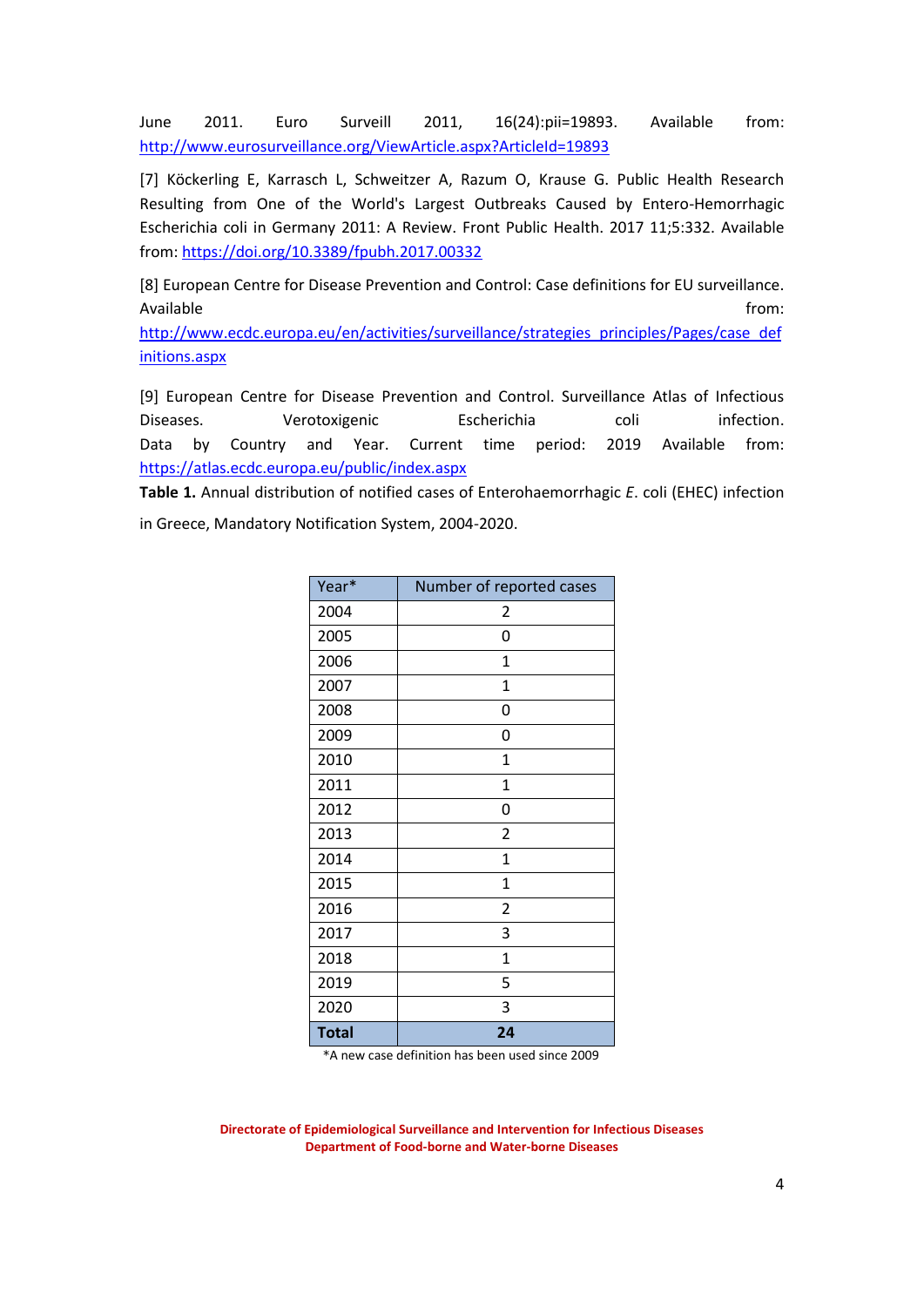June 2011. Euro Surveill 2011, 16(24):pii=19893. Available from: http://www.eurosurveillance.org/ViewArticle.aspx?ArticleId=19893

[7] Köckerling E, Karrasch L, Schweitzer A, Razum O, Krause G. Public Health Research Resulting from One of the World's Largest Outbreaks Caused by Entero-Hemorrhagic Escherichia coli in Germany 2011: A Review. Front Public Health. 2017 11;5:332. Available from: https://doi.org/10.3389/fpubh.2017.00332

[8] European Centre for Disease Prevention and Control: Case definitions for EU surveillance. Available from: http://www.ecdc.europa.eu/en/activities/surveillance/strategies_principles/Pages/case_definitions.aspx

[9] European Centre for Disease Prevention and Control. Surveillance Atlas of Infectious Diseases. Verotoxigenic Escherichia coli infection. Data by Country and Year. Current time period: 2019 Available from: https://atlas.ecdc.europa.eu/public/index.aspx

**Table 1.** Annual distribution of notified cases of Enterohaemorrhagic *E*. coli (EHEC) infection in Greece, Mandatory Notification System, 2004-2020.

| Year* | Number of reported cases |
|---|---|
| 2004 | 2 |
| 2005 | 0 |
| 2006 | 1 |
| 2007 | 1 |
| 2008 | 0 |
| 2009 | 0 |
| 2010 | 1 |
| 2011 | 1 |
| 2012 | 0 |
| 2013 | 2 |
| 2014 | 1 |
| 2015 | 1 |
| 2016 | 2 |
| 2017 | 3 |
| 2018 | 1 |
| 2019 | 5 |
| 2020 | 3 |
| **Total** | **24** |

*A new case definition has been used since 2009

**Directorate of Epidemiological Surveillance and Intervention for Infectious Diseases**
**Department of Food-borne and Water-borne Diseases**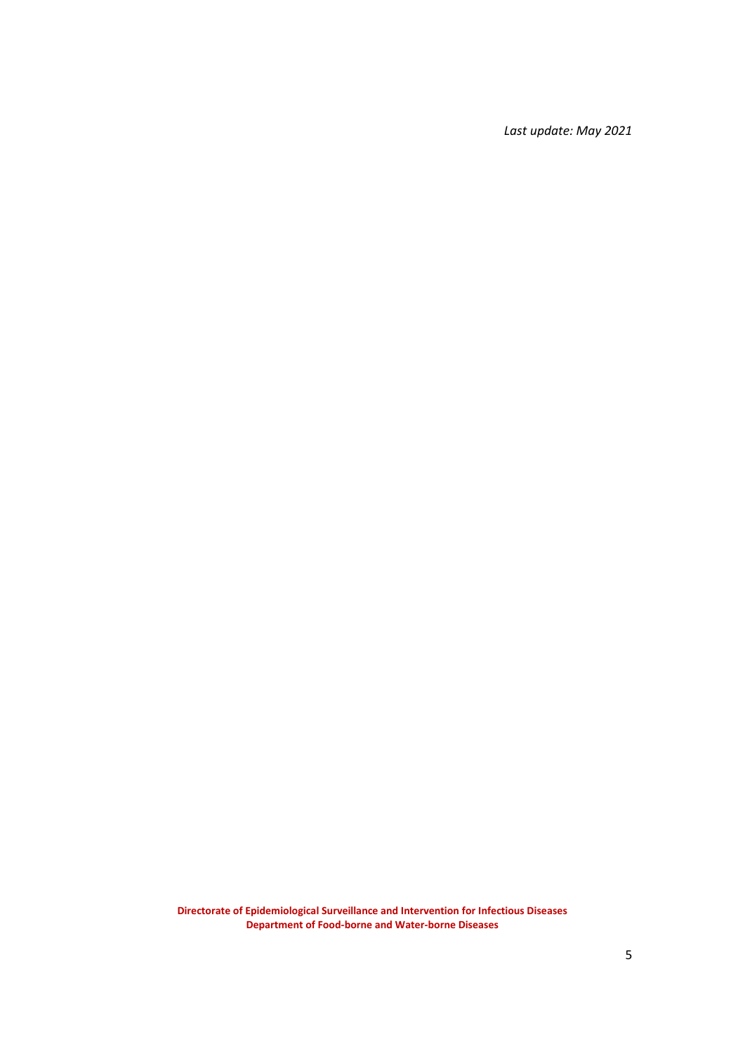*Last update: May 2021*

**Directorate of Epidemiological Surveillance and Intervention for Infectious Diseases**
**Department of Food-borne and Water-borne Diseases**